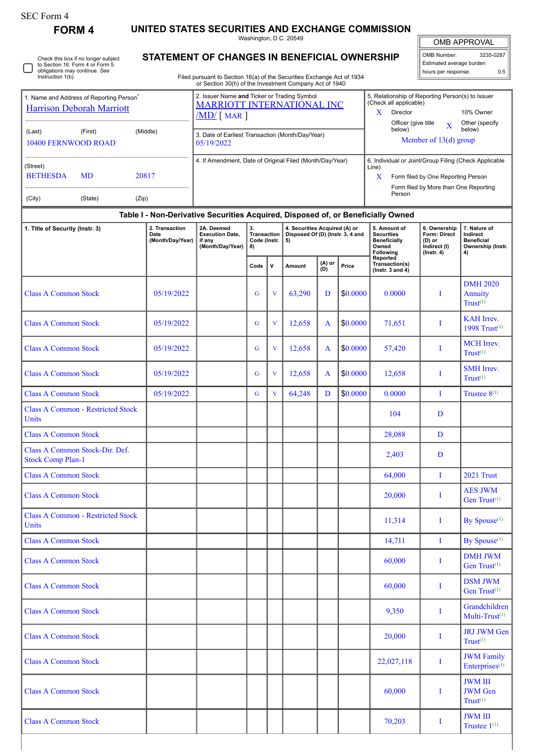SEC Form 4

# FORM 4

## UNITED STATES SECURITIES AND EXCHANGE COMMISSION

Washington, D.C. 20549

## STATEMENT OF CHANGES IN BENEFICIAL OWNERSHIP

Filed pursuant to Section 16(a) of the Securities Exchange Act of 1934 or Section 30(h) of the Investment Company Act of 1940

| OMB APPROVAL | |
|---|---|
| OMB Number: | 3235-0287 |
| Estimated average burden | |
| hours per response: | 0.5 |

☐ Check this box if no longer subject to Section 16. Form 4 or Form 5 obligations may continue. *See* Instruction 1(b).

**1. Name and Address of Reporting Person***

Harrison Deborah Marriott

(Last) (First) (Middle)

10400 FERNWOOD ROAD

(Street)

BETHESDA MD 20817

(City) (State) (Zip)

**2. Issuer Name and Ticker or Trading Symbol**

MARRIOTT INTERNATIONAL INC /MD/ [ MAR ]

**3. Date of Earliest Transaction (Month/Day/Year)**

05/19/2022

**4. If Amendment, Date of Original Filed (Month/Day/Year)**

**5. Relationship of Reporting Person(s) to Issuer (Check all applicable)**

X Director
10% Owner
Officer (give title below)
X Other (specify below)

Member of 13(d) group

**6. Individual or Joint/Group Filing (Check Applicable Line)**

X Form filed by One Reporting Person
Form filed by More than One Reporting Person

### Table I - Non-Derivative Securities Acquired, Disposed of, or Beneficially Owned

| 1. Title of Security (Instr. 3) | 2. Transaction Date (Month/Day/Year) | 2A. Deemed Execution Date, if any (Month/Day/Year) | 3. Transaction Code (Instr. 8) | | 4. Securities Acquired (A) or Disposed Of (D) (Instr. 3, 4 and 5) | | | 5. Amount of Securities Beneficially Owned Following Reported Transaction(s) (Instr. 3 and 4) | 6. Ownership Form: Direct (D) or Indirect (I) (Instr. 4) | 7. Nature of Indirect Beneficial Ownership (Instr. 4) |
|---|---|---|---|---|---|---|---|---|---|---|
| | | | Code | V | Amount | (A) or (D) | Price | | | |
| Class A Common Stock | 05/19/2022 | | G | V | 63,290 | D | $0.0000 | 0.0000 | I | DMH 2020 Annuity Trust[(1)] |
| Class A Common Stock | 05/19/2022 | | G | V | 12,658 | A | $0.0000 | 71,651 | I | KAH Irrev. 1998 Trust[(1)] |
| Class A Common Stock | 05/19/2022 | | G | V | 12,658 | A | $0.0000 | 57,420 | I | MCH Irrev. Trust[(1)] |
| Class A Common Stock | 05/19/2022 | | G | V | 12,658 | A | $0.0000 | 12,658 | I | SMH Irrev. Trust[(1)] |
| Class A Common Stock | 05/19/2022 | | G | V | 64,248 | D | $0.0000 | 0.0000 | I | Trustee 8[(1)] |
| Class A Common - Restricted Stock Units | | | | | | | | 104 | D | |
| Class A Common Stock | | | | | | | | 28,088 | D | |
| Class A Common Stock-Dir. Def. Stock Comp Plan-1 | | | | | | | | 2,403 | D | |
| Class A Common Stock | | | | | | | | 64,000 | I | 2021 Trust |
| Class A Common Stock | | | | | | | | 20,000 | I | AES JWM Gen Trust[(1)] |
| Class A Common - Restricted Stock Units | | | | | | | | 11,314 | I | By Spouse[(1)] |
| Class A Common Stock | | | | | | | | 14,711 | I | By Spouse[(1)] |
| Class A Common Stock | | | | | | | | 60,000 | I | DMH JWM Gen Trust[(1)] |
| Class A Common Stock | | | | | | | | 60,000 | I | DSM JWM Gen Trust[(1)] |
| Class A Common Stock | | | | | | | | 9,350 | I | Grandchildren Multi-Trust[(1)] |
| Class A Common Stock | | | | | | | | 20,000 | I | JRJ JWM Gen Trust[(1)] |
| Class A Common Stock | | | | | | | | 22,027,118 | I | JWM Family Enterprises[(1)] |
| Class A Common Stock | | | | | | | | 60,000 | I | JWM III JWM Gen Trust[(1)] |
| Class A Common Stock | | | | | | | | 70,203 | I | JWM III Trustee 1[(1)] |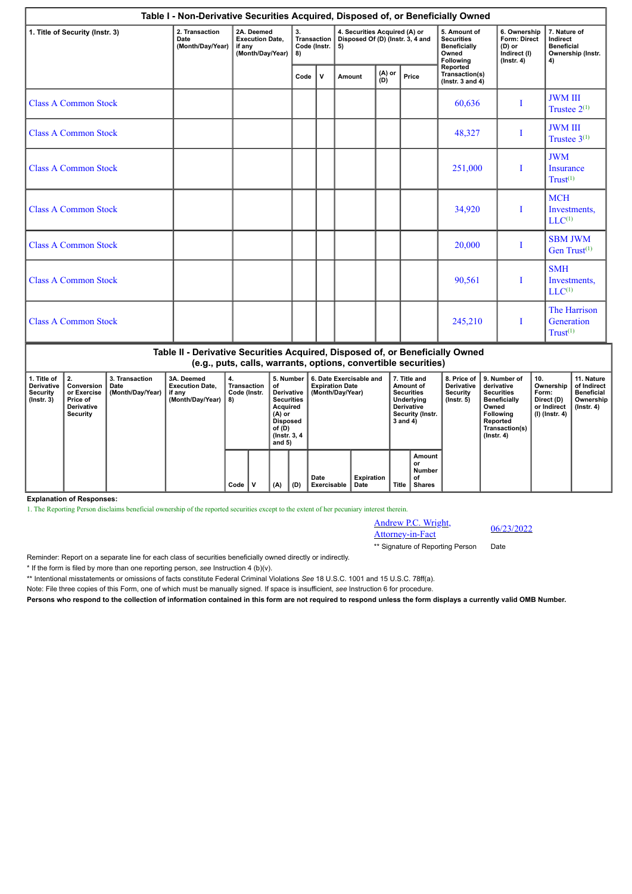| Table I - Non-Derivative Securities Acquired, Disposed of, or Beneficially Owned | | | | | | | | | | |
|---|---|---|---|---|---|---|---|---|---|---|
| 1. Title of Security (Instr. 3) | 2. Transaction Date (Month/Day/Year) | 2A. Deemed Execution Date, if any (Month/Day/Year) | 3. Transaction Code (Instr. 8) | | 4. Securities Acquired (A) or Disposed Of (D) (Instr. 3, 4 and 5) | | | 5. Amount of Securities Beneficially Owned Following Reported Transaction(s) (Instr. 3 and 4) | 6. Ownership Form: Direct (D) or Indirect (I) (Instr. 4) | 7. Nature of Indirect Beneficial Ownership (Instr. 4) |
| | | | Code | V | Amount | (A) or (D) | Price | | | |
| Class A Common Stock | | | | | | | | 60,636 | I | JWM III Trustee 2[(1)] |
| Class A Common Stock | | | | | | | | 48,327 | I | JWM III Trustee 3[(1)] |
| Class A Common Stock | | | | | | | | 251,000 | I | JWM Insurance Trust[(1)] |
| Class A Common Stock | | | | | | | | 34,920 | I | MCH Investments, LLC[(1)] |
| Class A Common Stock | | | | | | | | 20,000 | I | SBM JWM Gen Trust[(1)] |
| Class A Common Stock | | | | | | | | 90,561 | I | SMH Investments, LLC[(1)] |
| Class A Common Stock | | | | | | | | 245,210 | I | The Harrison Generation Trust[(1)] |

| Table II - Derivative Securities Acquired, Disposed of, or Beneficially Owned (e.g., puts, calls, warrants, options, convertible securities) | | | | | | | | | | | | | | | |
|---|---|---|---|---|---|---|---|---|---|---|---|---|---|---|---|
| 1. Title of Derivative Security (Instr. 3) | 2. Conversion or Exercise Price of Derivative Security | 3. Transaction Date (Month/Day/Year) | 3A. Deemed Execution Date, if any (Month/Day/Year) | 4. Transaction Code (Instr. 8) | | 5. Number of Derivative Securities Acquired (A) or Disposed of (D) (Instr. 3, 4 and 5) | | 6. Date Exercisable and Expiration Date (Month/Day/Year) | | 7. Title and Amount of Securities Underlying Derivative Security (Instr. 3 and 4) | | 8. Price of Derivative Security (Instr. 5) | 9. Number of derivative Securities Beneficially Owned Following Reported Transaction(s) (Instr. 4) | 10. Ownership Form: Direct (D) or Indirect (I) (Instr. 4) | 11. Nature of Indirect Beneficial Ownership (Instr. 4) |
| | | | | Code | V | (A) | (D) | Date Exercisable | Expiration Date | Title | Amount or Number of Shares | | | | |

**Explanation of Responses:**

1. The Reporting Person disclaims beneficial ownership of the reported securities except to the extent of her pecuniary interest therein.

Andrew P.C. Wright, Attorney-in-Fact — 06/23/2022

** Signature of Reporting Person — Date

Reminder: Report on a separate line for each class of securities beneficially owned directly or indirectly.

* If the form is filed by more than one reporting person, *see* Instruction 4 (b)(v).

** Intentional misstatements or omissions of facts constitute Federal Criminal Violations *See* 18 U.S.C. 1001 and 15 U.S.C. 78ff(a).

Note: File three copies of this Form, one of which must be manually signed. If space is insufficient, *see* Instruction 6 for procedure.

**Persons who respond to the collection of information contained in this form are not required to respond unless the form displays a currently valid OMB Number.**